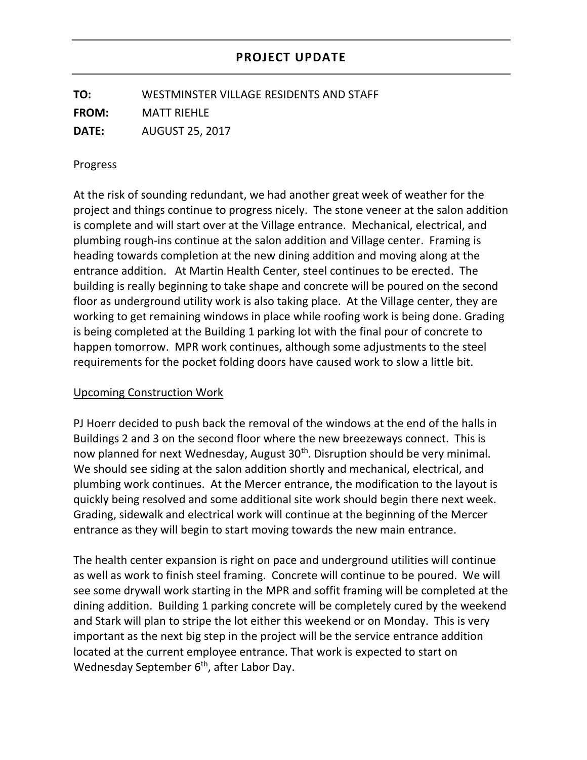# PROJECT UPDATE

**TO:** WESTMINSTER VILLAGE RESIDENTS AND STAFF

**FROM:** MATT RIEHLE

**DATE:** AUGUST 25, 2017

## Progress

At the risk of sounding redundant, we had another great week of weather for the project and things continue to progress nicely. The stone veneer at the salon addition is complete and will start over at the Village entrance. Mechanical, electrical, and plumbing rough-ins continue at the salon addition and Village center. Framing is heading towards completion at the new dining addition and moving along at the entrance addition. At Martin Health Center, steel continues to be erected. The building is really beginning to take shape and concrete will be poured on the second floor as underground utility work is also taking place. At the Village center, they are working to get remaining windows in place while roofing work is being done. Grading is being completed at the Building 1 parking lot with the final pour of concrete to happen tomorrow. MPR work continues, although some adjustments to the steel requirements for the pocket folding doors have caused work to slow a little bit.

## Upcoming Construction Work

PJ Hoerr decided to push back the removal of the windows at the end of the halls in Buildings 2 and 3 on the second floor where the new breezeways connect. This is now planned for next Wednesday, August 30th. Disruption should be very minimal. We should see siding at the salon addition shortly and mechanical, electrical, and plumbing work continues. At the Mercer entrance, the modification to the layout is quickly being resolved and some additional site work should begin there next week. Grading, sidewalk and electrical work will continue at the beginning of the Mercer entrance as they will begin to start moving towards the new main entrance.

The health center expansion is right on pace and underground utilities will continue as well as work to finish steel framing. Concrete will continue to be poured. We will see some drywall work starting in the MPR and soffit framing will be completed at the dining addition. Building 1 parking concrete will be completely cured by the weekend and Stark will plan to stripe the lot either this weekend or on Monday. This is very important as the next big step in the project will be the service entrance addition located at the current employee entrance. That work is expected to start on Wednesday September 6th, after Labor Day.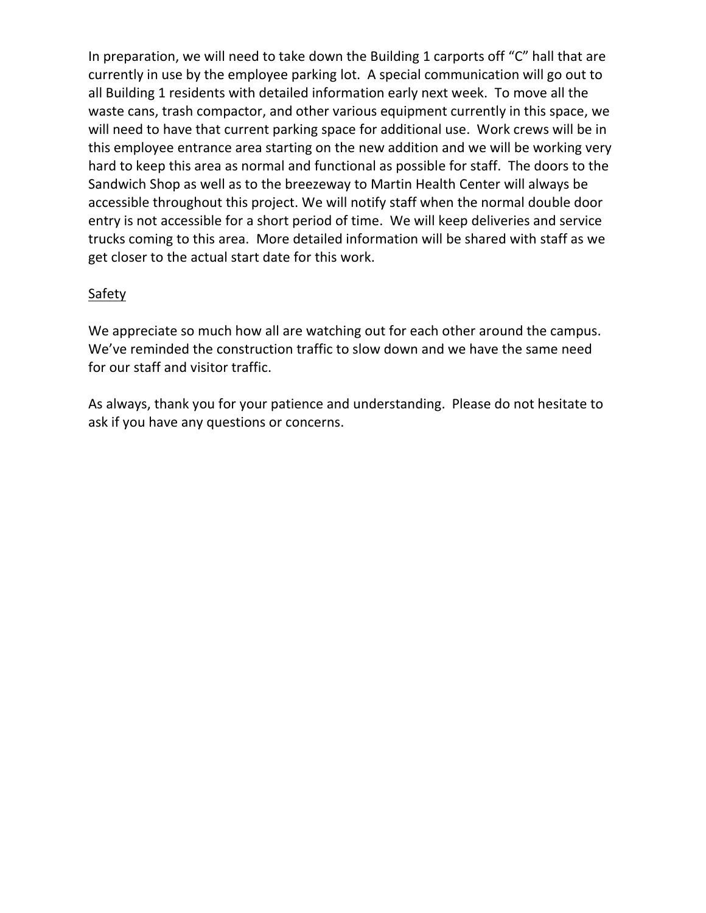In preparation, we will need to take down the Building 1 carports off "C" hall that are currently in use by the employee parking lot. A special communication will go out to all Building 1 residents with detailed information early next week. To move all the waste cans, trash compactor, and other various equipment currently in this space, we will need to have that current parking space for additional use. Work crews will be in this employee entrance area starting on the new addition and we will be working very hard to keep this area as normal and functional as possible for staff. The doors to the Sandwich Shop as well as to the breezeway to Martin Health Center will always be accessible throughout this project. We will notify staff when the normal double door entry is not accessible for a short period of time. We will keep deliveries and service trucks coming to this area. More detailed information will be shared with staff as we get closer to the actual start date for this work.

<u>Safety</u>

We appreciate so much how all are watching out for each other around the campus. We've reminded the construction traffic to slow down and we have the same need for our staff and visitor traffic.

As always, thank you for your patience and understanding. Please do not hesitate to ask if you have any questions or concerns.